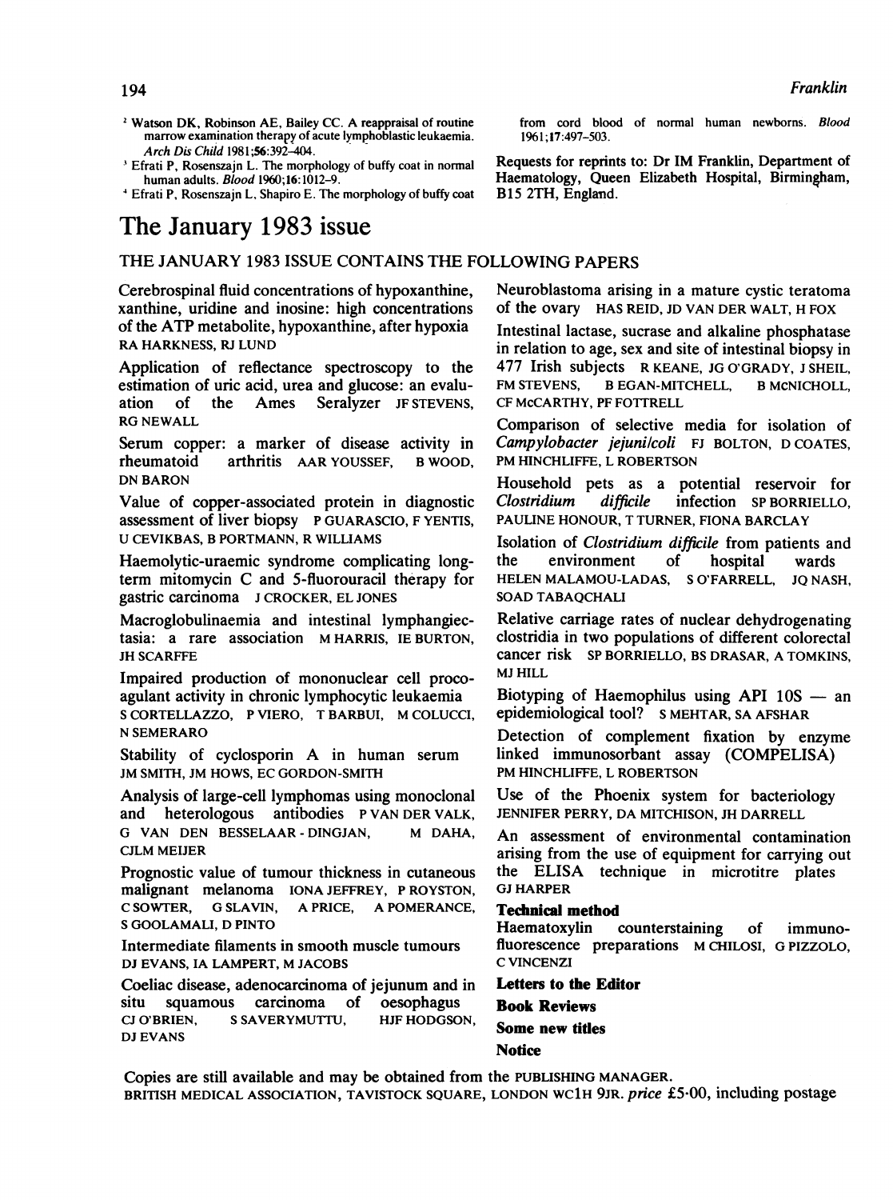[2] Watson DK, Robinson AE, Bailey CC. A reappraisal of routine marrow examination therapy of acute lymphoblastic leukaemia. *Arch Dis Child* 1981;**56**:392–404.

[3] Efrati P, Rosenszajn L. The morphology of buffy coat in normal human adults. *Blood* 1960;**16**:1012–9.

[4] Efrati P, Rosenszajn L, Shapiro E. The morphology of buffy coat from cord blood of normal human newborns. *Blood* 1961;**17**:497–503.

Requests for reprints to: Dr IM Franklin, Department of Haematology, Queen Elizabeth Hospital, Birmingham, B15 2TH, England.

# The January 1983 issue

THE JANUARY 1983 ISSUE CONTAINS THE FOLLOWING PAPERS

Cerebrospinal fluid concentrations of hypoxanthine, xanthine, uridine and inosine: high concentrations of the ATP metabolite, hypoxanthine, after hypoxia RA HARKNESS, RJ LUND

Application of reflectance spectroscopy to the estimation of uric acid, urea and glucose: an evaluation of the Ames Seralyzer JF STEVENS, RG NEWALL

Serum copper: a marker of disease activity in rheumatoid arthritis AAR YOUSSEF, B WOOD, DN BARON

Value of copper-associated protein in diagnostic assessment of liver biopsy P GUARASCIO, F YENTIS, U CEVIKBAS, B PORTMANN, R WILLIAMS

Haemolytic-uraemic syndrome complicating long-term mitomycin C and 5-fluorouracil therapy for gastric carcinoma J CROCKER, EL JONES

Macroglobulinaemia and intestinal lymphangiectasia: a rare association M HARRIS, IE BURTON, JH SCARFFE

Impaired production of mononuclear cell procoagulant activity in chronic lymphocytic leukaemia S CORTELLAZZO, P VIERO, T BARBUI, M COLUCCI, N SEMERARO

Stability of cyclosporin A in human serum JM SMITH, JM HOWS, EC GORDON-SMITH

Analysis of large-cell lymphomas using monoclonal and heterologous antibodies P VAN DER VALK, G VAN DEN BESSELAAR-DINGJAN, M DAHA, CJLM MEIJER

Prognostic value of tumour thickness in cutaneous malignant melanoma IONA JEFFREY, P ROYSTON, C SOWTER, G SLAVIN, A PRICE, A POMERANCE, S GOOLAMALI, D PINTO

Intermediate filaments in smooth muscle tumours DJ EVANS, IA LAMPERT, M JACOBS

Coeliac disease, adenocarcinoma of jejunum and in situ squamous carcinoma of oesophagus CJ O'BRIEN, S SAVERYMUTTU, HJF HODGSON, DJ EVANS

Neuroblastoma arising in a mature cystic teratoma of the ovary HAS REID, JD VAN DER WALT, H FOX

Intestinal lactase, sucrase and alkaline phosphatase in relation to age, sex and site of intestinal biopsy in 477 Irish subjects R KEANE, JG O'GRADY, J SHEIL, FM STEVENS, B EGAN-MITCHELL, B McNICHOLL, CF McCARTHY, PF FOTTRELL

Comparison of selective media for isolation of *Campylobacter jejuni/coli* FJ BOLTON, D COATES, PM HINCHLIFFE, L ROBERTSON

Household pets as a potential reservoir for *Clostridium difficile* infection SP BORRIELLO, PAULINE HONOUR, T TURNER, FIONA BARCLAY

Isolation of *Clostridium difficile* from patients and the environment of hospital wards HELEN MALAMOU-LADAS, S O'FARRELL, JQ NASH, SOAD TABAQCHALI

Relative carriage rates of nuclear dehydrogenating clostridia in two populations of different colorectal cancer risk SP BORRIELLO, BS DRASAR, A TOMKINS, MJ HILL

Biotyping of Haemophilus using API 10S — an epidemiological tool? S MEHTAR, SA AFSHAR

Detection of complement fixation by enzyme linked immunosorbant assay (COMPELISA) PM HINCHLIFFE, L ROBERTSON

Use of the Phoenix system for bacteriology JENNIFER PERRY, DA MITCHISON, JH DARRELL

An assessment of environmental contamination arising from the use of equipment for carrying out the ELISA technique in microtitre plates GJ HARPER

**Technical method**

Haematoxylin counterstaining of immunofluorescence preparations M CHILOSI, G PIZZOLO, C VINCENZI

**Letters to the Editor**

**Book Reviews**

**Some new titles**

**Notice**

Copies are still available and may be obtained from the PUBLISHING MANAGER. BRITISH MEDICAL ASSOCIATION, TAVISTOCK SQUARE, LONDON WC1H 9JR. *price* £5·00, including postage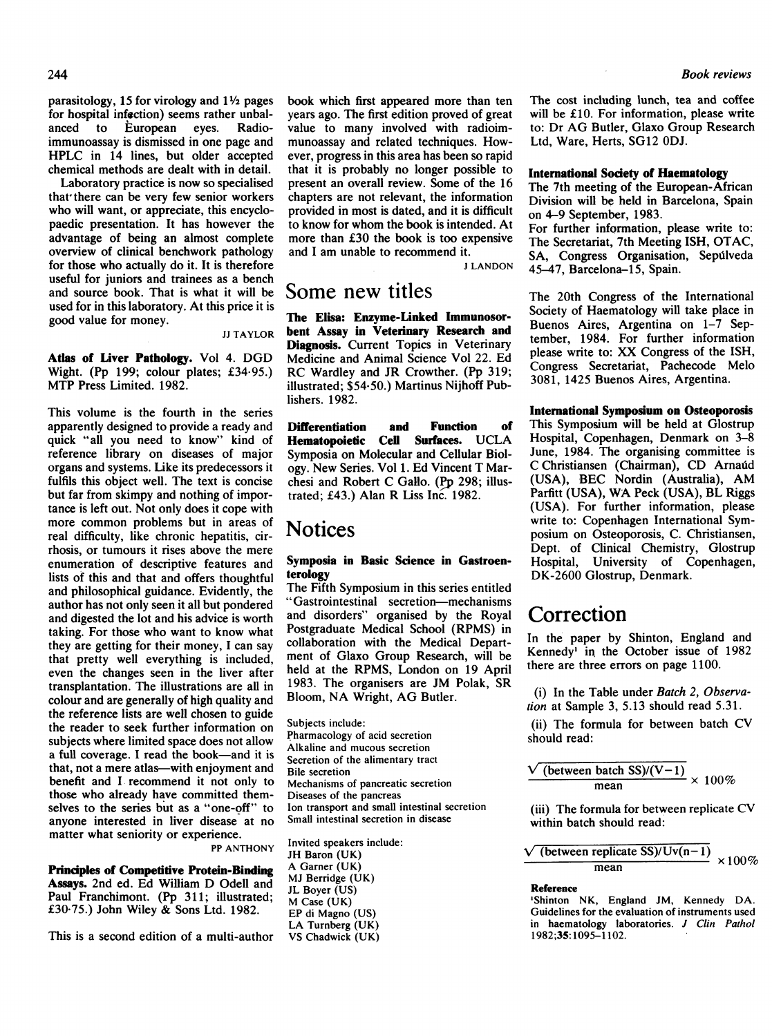parasitology, 15 for virology and 1½ pages for hospital infection) seems rather unbalanced to European eyes. Radioimmunoassay is dismissed in one page and HPLC in 14 lines, but older accepted chemical methods are dealt with in detail.

Laboratory practice is now so specialised that there can be very few senior workers who will want, or appreciate, this encyclopaedic presentation. It has however the advantage of being an almost complete overview of clinical benchwork pathology for those who actually do it. It is therefore useful for juniors and trainees as a bench and source book. That is what it will be used for in this laboratory. At this price it is good value for money.

JJ TAYLOR

**Atlas of Liver Pathology.** Vol 4. DGD Wight. (Pp 199; colour plates; £34·95.) MTP Press Limited. 1982.

This volume is the fourth in the series apparently designed to provide a ready and quick "all you need to know" kind of reference library on diseases of major organs and systems. Like its predecessors it fulfils this object well. The text is concise but far from skimpy and nothing of importance is left out. Not only does it cope with more common problems but in areas of real difficulty, like chronic hepatitis, cirrhosis, or tumours it rises above the mere enumeration of descriptive features and lists of this and that and offers thoughtful and philosophical guidance. Evidently, the author has not only seen it all but pondered and digested the lot and his advice is worth taking. For those who want to know what they are getting for their money, I can say that pretty well everything is included, even the changes seen in the liver after transplantation. The illustrations are all in colour and are generally of high quality and the reference lists are well chosen to guide the reader to seek further information on subjects where limited space does not allow a full coverage. I read the book—and it is that, not a mere atlas—with enjoyment and benefit and I recommend it not only to those who already have committed themselves to the series but as a "one-off" to anyone interested in liver disease at no matter what seniority or experience.

PP ANTHONY

**Principles of Competitive Protein-Binding Assays.** 2nd ed. Ed William D Odell and Paul Franchimont. (Pp 311; illustrated; £30·75.) John Wiley & Sons Ltd. 1982.

This is a second edition of a multi-author book which first appeared more than ten years ago. The first edition proved of great value to many involved with radioimmunoassay and related techniques. However, progress in this area has been so rapid that it is probably no longer possible to present an overall review. Some of the 16 chapters are not relevant, the information provided in most is dated, and it is difficult to know for whom the book is intended. At more than £30 the book is too expensive and I am unable to recommend it.

J LANDON

# Some new titles

**The Elisa: Enzyme-Linked Immunosorbent Assay in Veterinary Research and Diagnosis.** Current Topics in Veterinary Medicine and Animal Science Vol 22. Ed RC Wardley and JR Crowther. (Pp 319; illustrated; $54·50.) Martinus Nijhoff Publishers. 1982.

**Differentiation and Function of Hematopoietic Cell Surfaces.** UCLA Symposia on Molecular and Cellular Biology. New Series. Vol 1. Ed Vincent T Marchesi and Robert C Gallo. (Pp 298; illustrated; £43.) Alan R Liss Inc. 1982.

# Notices

**Symposia in Basic Science in Gastroenterology**

The Fifth Symposium in this series entitled "Gastrointestinal secretion—mechanisms and disorders" organised by the Royal Postgraduate Medical School (RPMS) in collaboration with the Medical Department of Glaxo Group Research, will be held at the RPMS, London on 19 April 1983. The organisers are JM Polak, SR Bloom, NA Wright, AG Butler.

Subjects include:
Pharmacology of acid secretion
Alkaline and mucous secretion
Secretion of the alimentary tract
Bile secretion
Mechanisms of pancreatic secretion
Diseases of the pancreas
Ion transport and small intestinal secretion
Small intestinal secretion in disease

Invited speakers include:
JH Baron (UK)
A Garner (UK)
MJ Berridge (UK)
JL Boyer (US)
M Case (UK)
EP di Magno (US)
LA Turnberg (UK)
VS Chadwick (UK)

The cost including lunch, tea and coffee will be £10. For information, please write to: Dr AG Butler, Glaxo Group Research Ltd, Ware, Herts, SG12 0DJ.

**International Society of Haematology**

The 7th meeting of the European-African Division will be held in Barcelona, Spain on 4–9 September, 1983.
For further information, please write to: The Secretariat, 7th Meeting ISH, OTAC, SA, Congress Organisation, Sepúlveda 45–47, Barcelona–15, Spain.

The 20th Congress of the International Society of Haematology will take place in Buenos Aires, Argentina on 1–7 September, 1984. For further information please write to: XX Congress of the ISH, Congress Secretariat, Pachecode Melo 3081, 1425 Buenos Aires, Argentina.

**International Symposium on Osteoporosis**

This Symposium will be held at Glostrup Hospital, Copenhagen, Denmark on 3–8 June, 1984. The organising committee is C Christiansen (Chairman), CD Arnaúd (USA), BEC Nordin (Australia), AM Parfitt (USA), WA Peck (USA), BL Riggs (USA). For further information, please write to: Copenhagen International Symposium on Osteoporosis, C. Christiansen, Dept. of Clinical Chemistry, Glostrup Hospital, University of Copenhagen, DK-2600 Glostrup, Denmark.

# Correction

In the paper by Shinton, England and Kennedy[1] in the October issue of 1982 there are three errors on page 1100.

(i) In the Table under *Batch 2, Observation* at Sample 3, 5.13 should read 5.31.

(ii) The formula for between batch CV should read:

$$\frac{\sqrt{(\text{between batch SS})/(V-1)}}{\text{mean}} \times 100\%$$

(iii) The formula for between replicate CV within batch should read:

$$\frac{\sqrt{(\text{between replicate SS})/Uv(n-1)}}{\text{mean}} \times 100\%$$

**Reference**

[1]Shinton NK, England JM, Kennedy DA. Guidelines for the evaluation of instruments used in haematology laboratories. *J Clin Pathol* 1982;**35**:1095–1102.